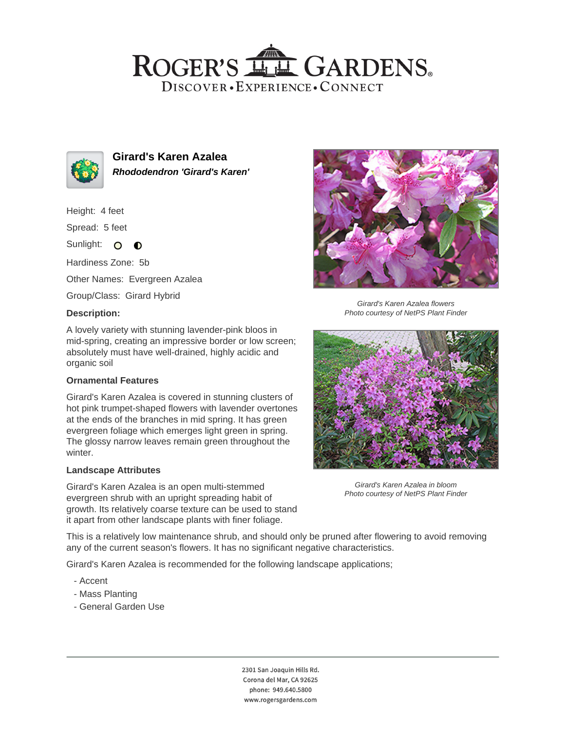# ROGER'S GARDENS

DISCOVER • EXPERIENCE • CONNECT

## Girard's Karen Azalea

***Rhododendron 'Girard's Karen'***

Height: 4 feet

Spread: 5 feet

Sunlight:

Hardiness Zone: 5b

Other Names: Evergreen Azalea

Group/Class: Girard Hybrid

### Description:

A lovely variety with stunning lavender-pink bloos in mid-spring, creating an impressive border or low screen; absolutely must have well-drained, highly acidic and organic soil

### Ornamental Features

Girard's Karen Azalea is covered in stunning clusters of hot pink trumpet-shaped flowers with lavender overtones at the ends of the branches in mid spring. It has green evergreen foliage which emerges light green in spring. The glossy narrow leaves remain green throughout the winter.

### Landscape Attributes

Girard's Karen Azalea is an open multi-stemmed evergreen shrub with an upright spreading habit of growth. Its relatively coarse texture can be used to stand it apart from other landscape plants with finer foliage.

This is a relatively low maintenance shrub, and should only be pruned after flowering to avoid removing any of the current season's flowers. It has no significant negative characteristics.

Girard's Karen Azalea is recommended for the following landscape applications;

- Accent
- Mass Planting
- General Garden Use

*Girard's Karen Azalea flowers*
*Photo courtesy of NetPS Plant Finder*

*Girard's Karen Azalea in bloom*
*Photo courtesy of NetPS Plant Finder*

2301 San Joaquin Hills Rd.
Corona del Mar, CA 92625
phone: 949.640.5800
www.rogersgardens.com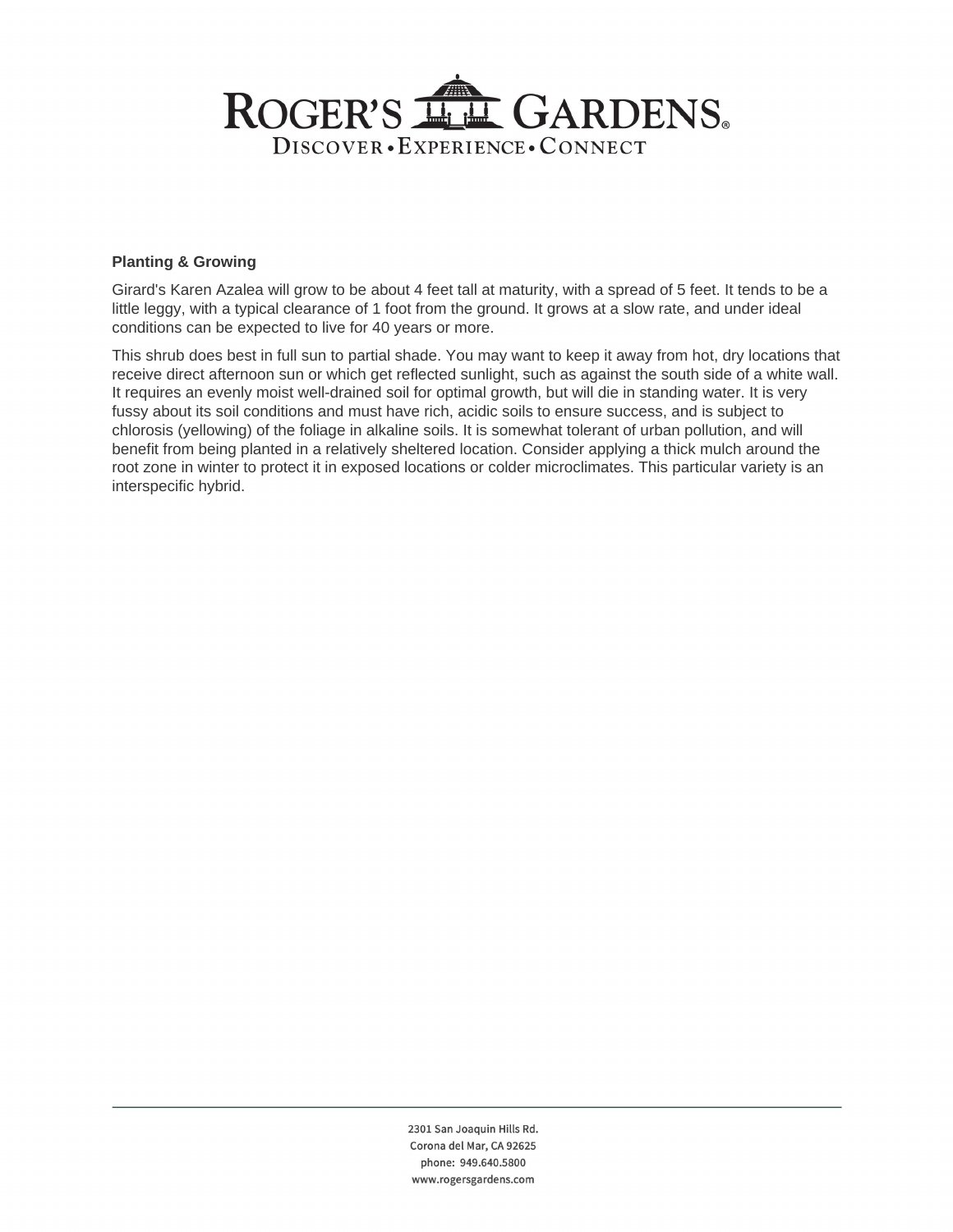**Planting & Growing**

Girard's Karen Azalea will grow to be about 4 feet tall at maturity, with a spread of 5 feet. It tends to be a little leggy, with a typical clearance of 1 foot from the ground. It grows at a slow rate, and under ideal conditions can be expected to live for 40 years or more.

This shrub does best in full sun to partial shade. You may want to keep it away from hot, dry locations that receive direct afternoon sun or which get reflected sunlight, such as against the south side of a white wall. It requires an evenly moist well-drained soil for optimal growth, but will die in standing water. It is very fussy about its soil conditions and must have rich, acidic soils to ensure success, and is subject to chlorosis (yellowing) of the foliage in alkaline soils. It is somewhat tolerant of urban pollution, and will benefit from being planted in a relatively sheltered location. Consider applying a thick mulch around the root zone in winter to protect it in exposed locations or colder microclimates. This particular variety is an interspecific hybrid.